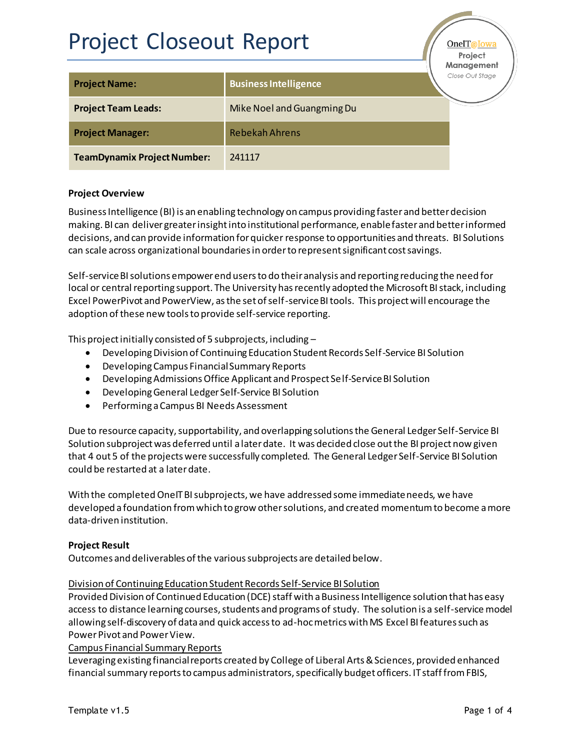# Project Closeout Report

OneIT@Iowa Project Management *Close Out Stage*

| Project Name: | Business Intelligence |
|---|---|
| Project Team Leads: | Mike Noel and Guangming Du |
| Project Manager: | Rebekah Ahrens |
| TeamDynamix Project Number: | 241117 |

**Project Overview**

Business Intelligence (BI) is an enabling technology on campus providing faster and better decision making. BI can deliver greater insight into institutional performance, enable faster and better informed decisions, and can provide information for quicker response to opportunities and threats. BI Solutions can scale across organizational boundaries in order to represent significant cost savings.

Self-service BI solutions empower end users to do their analysis and reporting reducing the need for local or central reporting support. The University has recently adopted the Microsoft BI stack, including Excel PowerPivot and PowerView, as the set of self-service BI tools. This project will encourage the adoption of these new tools to provide self-service reporting.

This project initially consisted of 5 subprojects, including –

- Developing Division of Continuing Education Student Records Self-Service BI Solution
- Developing Campus Financial Summary Reports
- Developing Admissions Office Applicant and Prospect Self-Service BI Solution
- Developing General Ledger Self-Service BI Solution
- Performing a Campus BI Needs Assessment

Due to resource capacity, supportability, and overlapping solutions the General Ledger Self-Service BI Solution subproject was deferred until a later date. It was decided close out the BI project now given that 4 out 5 of the projects were successfully completed. The General Ledger Self-Service BI Solution could be restarted at a later date.

With the completed OneIT BI subprojects, we have addressed some immediate needs, we have developed a foundation from which to grow other solutions, and created momentum to become a more data-driven institution.

**Project Result**

Outcomes and deliverables of the various subprojects are detailed below.

<u>Division of Continuing Education Student Records Self-Service BI Solution</u>

Provided Division of Continued Education (DCE) staff with a Business Intelligence solution that has easy access to distance learning courses, students and programs of study. The solution is a self-service model allowing self-discovery of data and quick access to ad-hoc metrics with MS Excel BI features such as Power Pivot and Power View.

<u>Campus Financial Summary Reports</u>

Leveraging existing financial reports created by College of Liberal Arts & Sciences, provided enhanced financial summary reports to campus administrators, specifically budget officers. IT staff from FBIS,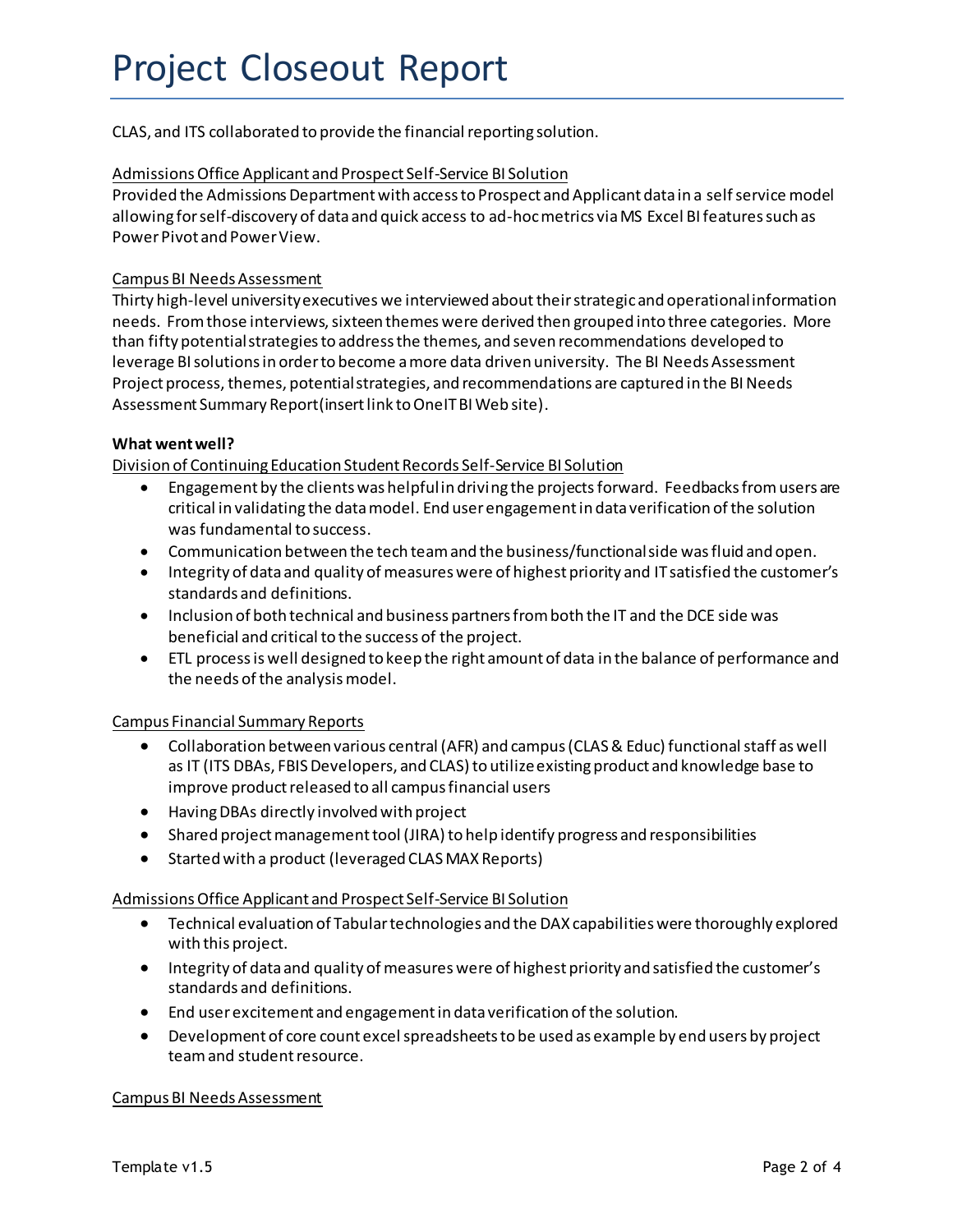CLAS, and ITS collaborated to provide the financial reporting solution.

Admissions Office Applicant and Prospect Self-Service BI Solution
Provided the Admissions Department with access to Prospect and Applicant data in a self service model allowing for self-discovery of data and quick access to ad-hoc metrics via MS Excel BI features such as Power Pivot and Power View.

Campus BI Needs Assessment
Thirty high-level university executives we interviewed about their strategic and operational information needs. From those interviews, sixteen themes were derived then grouped into three categories. More than fifty potential strategies to address the themes, and seven recommendations developed to leverage BI solutions in order to become a more data driven university. The BI Needs Assessment Project process, themes, potential strategies, and recommendations are captured in the BI Needs Assessment Summary Report (insert link to OneIT BI Web site).

**What went well?**

Division of Continuing Education Student Records Self-Service BI Solution

- Engagement by the clients was helpful in driving the projects forward. Feedbacks from users are critical in validating the data model. End user engagement in data verification of the solution was fundamental to success.
- Communication between the tech team and the business/functional side was fluid and open.
- Integrity of data and quality of measures were of highest priority and IT satisfied the customer's standards and definitions.
- Inclusion of both technical and business partners from both the IT and the DCE side was beneficial and critical to the success of the project.
- ETL process is well designed to keep the right amount of data in the balance of performance and the needs of the analysis model.

Campus Financial Summary Reports

- Collaboration between various central (AFR) and campus (CLAS & Educ) functional staff as well as IT (ITS DBAs, FBIS Developers, and CLAS) to utilize existing product and knowledge base to improve product released to all campus financial users
- Having DBAs directly involved with project
- Shared project management tool (JIRA) to help identify progress and responsibilities
- Started with a product (leveraged CLAS MAX Reports)

Admissions Office Applicant and Prospect Self-Service BI Solution

- Technical evaluation of Tabular technologies and the DAX capabilities were thoroughly explored with this project.
- Integrity of data and quality of measures were of highest priority and satisfied the customer's standards and definitions.
- End user excitement and engagement in data verification of the solution.
- Development of core count excel spreadsheets to be used as example by end users by project team and student resource.

Campus BI Needs Assessment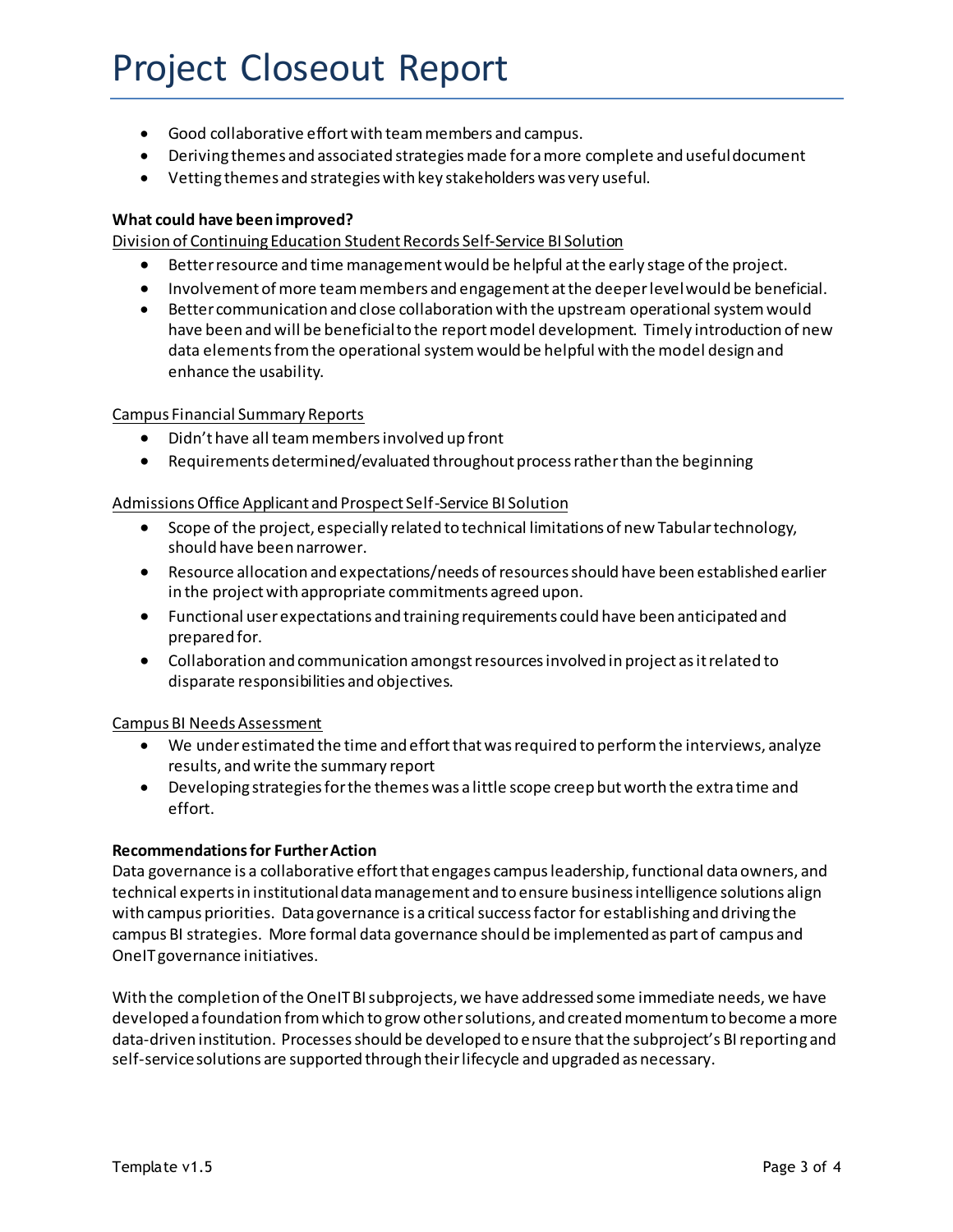- Good collaborative effort with team members and campus.
- Deriving themes and associated strategies made for a more complete and useful document
- Vetting themes and strategies with key stakeholders was very useful.

**What could have been improved?**

Division of Continuing Education Student Records Self-Service BI Solution

- Better resource and time management would be helpful at the early stage of the project.
- Involvement of more team members and engagement at the deeper level would be beneficial.
- Better communication and close collaboration with the upstream operational system would have been and will be beneficial to the report model development. Timely introduction of new data elements from the operational system would be helpful with the model design and enhance the usability.

Campus Financial Summary Reports

- Didn't have all team members involved up front
- Requirements determined/evaluated throughout process rather than the beginning

Admissions Office Applicant and Prospect Self-Service BI Solution

- Scope of the project, especially related to technical limitations of new Tabular technology, should have been narrower.
- Resource allocation and expectations/needs of resources should have been established earlier in the project with appropriate commitments agreed upon.
- Functional user expectations and training requirements could have been anticipated and prepared for.
- Collaboration and communication amongst resources involved in project as it related to disparate responsibilities and objectives.

Campus BI Needs Assessment

- We under estimated the time and effort that was required to perform the interviews, analyze results, and write the summary report
- Developing strategies for the themes was a little scope creep but worth the extra time and effort.

**Recommendations for Further Action**

Data governance is a collaborative effort that engages campus leadership, functional data owners, and technical experts in institutional data management and to ensure business intelligence solutions align with campus priorities. Data governance is a critical success factor for establishing and driving the campus BI strategies. More formal data governance should be implemented as part of campus and OneIT governance initiatives.

With the completion of the OneIT BI subprojects, we have addressed some immediate needs, we have developed a foundation from which to grow other solutions, and created momentum to become a more data-driven institution. Processes should be developed to ensure that the subproject's BI reporting and self-service solutions are supported through their lifecycle and upgraded as necessary.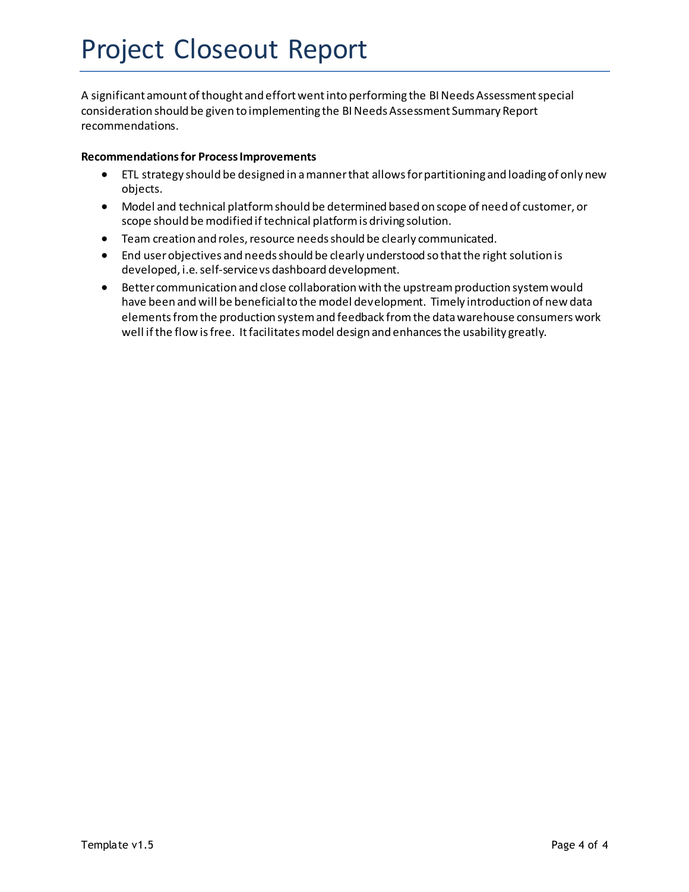# Project Closeout Report

A significant amount of thought and effort went into performing the BI Needs Assessment special consideration should be given to implementing the BI Needs Assessment Summary Report recommendations.

**Recommendations for Process Improvements**

- ETL strategy should be designed in a manner that allows for partitioning and loading of only new objects.
- Model and technical platform should be determined based on scope of need of customer, or scope should be modified if technical platform is driving solution.
- Team creation and roles, resource needs should be clearly communicated.
- End user objectives and needs should be clearly understood so that the right solution is developed, i.e. self-service vs dashboard development.
- Better communication and close collaboration with the upstream production system would have been and will be beneficial to the model development. Timely introduction of new data elements from the production system and feedback from the data warehouse consumers work well if the flow is free. It facilitates model design and enhances the usability greatly.